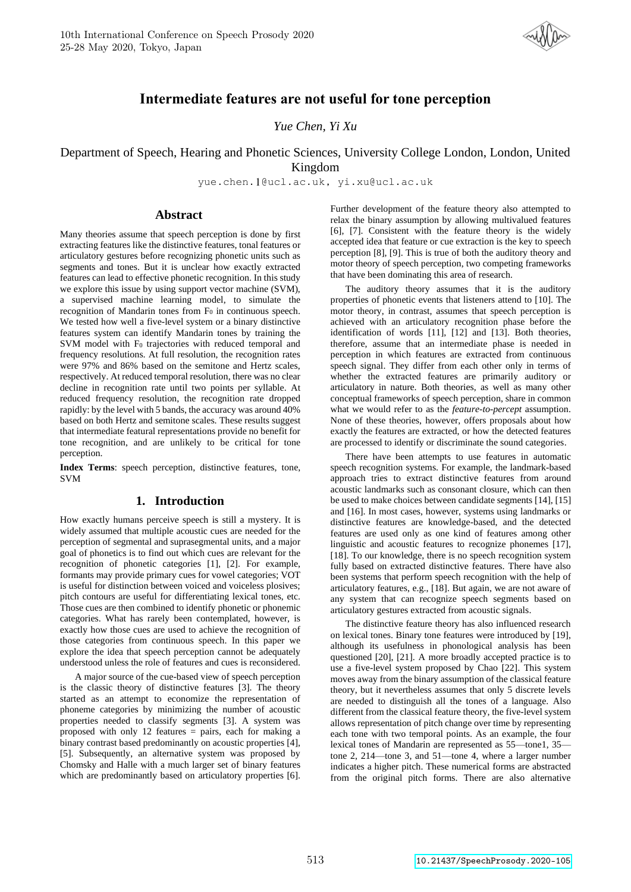# Intermediate features are not useful for tone perception

*Yue Chen, Yi Xu*

Department of Speech, Hearing and Phonetic Sciences, University College London, London, United Kingdom

yue.chen.1@ucl.ac.uk, yi.xu@ucl.ac.uk

## Abstract

Many theories assume that speech perception is done by first extracting features like the distinctive features, tonal features or articulatory gestures before recognizing phonetic units such as segments and tones. But it is unclear how exactly extracted features can lead to effective phonetic recognition. In this study we explore this issue by using support vector machine (SVM), a supervised machine learning model, to simulate the recognition of Mandarin tones from $F_0$ in continuous speech. We tested how well a five-level system or a binary distinctive features system can identify Mandarin tones by training the SVM model with $F_0$ trajectories with reduced temporal and frequency resolutions. At full resolution, the recognition rates were 97% and 86% based on the semitone and Hertz scales, respectively. At reduced temporal resolution, there was no clear decline in recognition rate until two points per syllable. At reduced frequency resolution, the recognition rate dropped rapidly: by the level with 5 bands, the accuracy was around 40% based on both Hertz and semitone scales. These results suggest that intermediate featural representations provide no benefit for tone recognition, and are unlikely to be critical for tone perception.

**Index Terms**: speech perception, distinctive features, tone, SVM

## 1. Introduction

How exactly humans perceive speech is still a mystery. It is widely assumed that multiple acoustic cues are needed for the perception of segmental and suprasegmental units, and a major goal of phonetics is to find out which cues are relevant for the recognition of phonetic categories [1], [2]. For example, formants may provide primary cues for vowel categories; VOT is useful for distinction between voiced and voiceless plosives; pitch contours are useful for differentiating lexical tones, etc. Those cues are then combined to identify phonetic or phonemic categories. What has rarely been contemplated, however, is exactly how those cues are used to achieve the recognition of those categories from continuous speech. In this paper we explore the idea that speech perception cannot be adequately understood unless the role of features and cues is reconsidered.

A major source of the cue-based view of speech perception is the classic theory of distinctive features [3]. The theory started as an attempt to economize the representation of phoneme categories by minimizing the number of acoustic properties needed to classify segments [3]. A system was proposed with only 12 features = pairs, each for making a binary contrast based predominantly on acoustic properties [4], [5]. Subsequently, an alternative system was proposed by Chomsky and Halle with a much larger set of binary features which are predominantly based on articulatory properties [6]. Further development of the feature theory also attempted to relax the binary assumption by allowing multivalued features [6], [7]. Consistent with the feature theory is the widely accepted idea that feature or cue extraction is the key to speech perception [8], [9]. This is true of both the auditory theory and motor theory of speech perception, two competing frameworks that have been dominating this area of research.

The auditory theory assumes that it is the auditory properties of phonetic events that listeners attend to [10]. The motor theory, in contrast, assumes that speech perception is achieved with an articulatory recognition phase before the identification of words [11], [12] and [13]. Both theories, therefore, assume that an intermediate phase is needed in perception in which features are extracted from continuous speech signal. They differ from each other only in terms of whether the extracted features are primarily auditory or articulatory in nature. Both theories, as well as many other conceptual frameworks of speech perception, share in common what we would refer to as the *feature-to-percept* assumption. None of these theories, however, offers proposals about how exactly the features are extracted, or how the detected features are processed to identify or discriminate the sound categories.

There have been attempts to use features in automatic speech recognition systems. For example, the landmark-based approach tries to extract distinctive features from around acoustic landmarks such as consonant closure, which can then be used to make choices between candidate segments [14], [15] and [16]. In most cases, however, systems using landmarks or distinctive features are knowledge-based, and the detected features are used only as one kind of features among other linguistic and acoustic features to recognize phonemes [17], [18]. To our knowledge, there is no speech recognition system fully based on extracted distinctive features. There also been systems that perform speech recognition with the help of articulatory features, e.g., [18]. But again, we are not aware of any system that can recognize speech segments based on articulatory gestures extracted from acoustic signals.

The distinctive feature theory has also influenced research on lexical tones. Binary tone features were introduced by [19], although its usefulness in phonological analysis has been questioned [20], [21]. A more broadly accepted practice is to use a five-level system proposed by Chao [22]. This system moves away from the binary assumption of the classical feature theory, but it nevertheless assumes that only 5 discrete levels are needed to distinguish all the tones of a language. Also different from the classical feature theory, the five-level system allows representation of pitch change over time by representing each tone with two temporal points. As an example, the four lexical tones of Mandarin are represented as 55—tone1, 35—tone 2, 214—tone 3, and 51—tone 4, where a larger number indicates a higher pitch. These numerical forms are abstracted from the original pitch forms. There are also alternative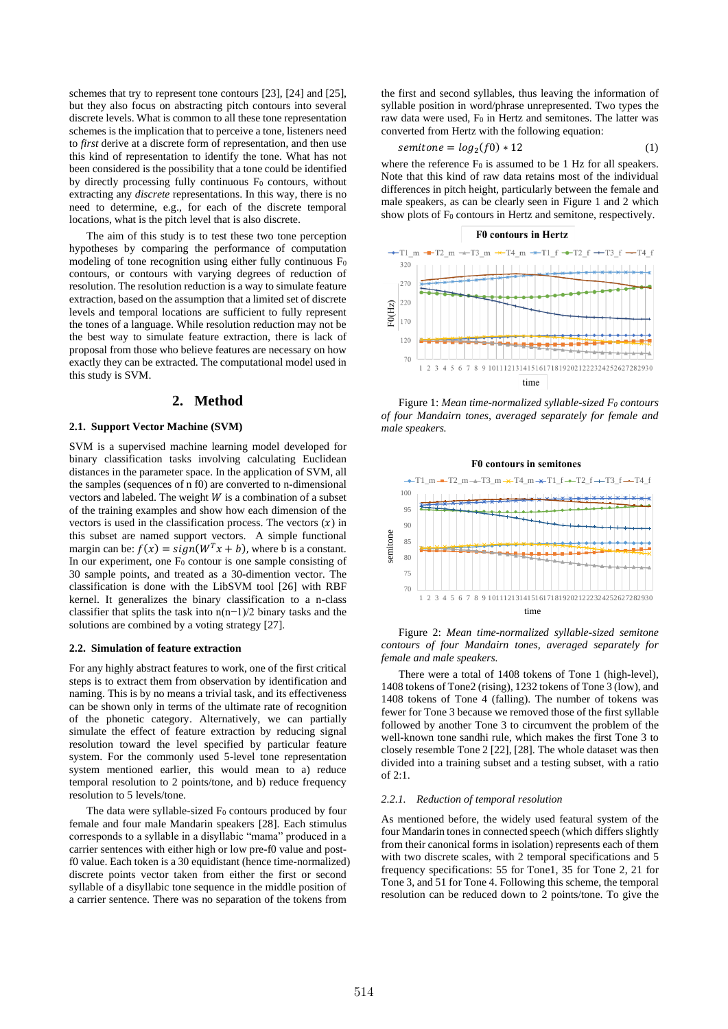schemes that try to represent tone contours [23], [24] and [25], but they also focus on abstracting pitch contours into several discrete levels. What is common to all these tone representation schemes is the implication that to perceive a tone, listeners need to *first* derive at a discrete form of representation, and then use this kind of representation to identify the tone. What has not been considered is the possibility that a tone could be identified by directly processing fully continuous $F_0$ contours, without extracting any *discrete* representations. In this way, there is no need to determine, e.g., for each of the discrete temporal locations, what is the pitch level that is also discrete.

The aim of this study is to test these two tone perception hypotheses by comparing the performance of computation modeling of tone recognition using either fully continuous $F_0$ contours, or contours with varying degrees of reduction of resolution. The resolution reduction is a way to simulate feature extraction, based on the assumption that a limited set of discrete levels and temporal locations are sufficient to fully represent the tones of a language. While resolution reduction may not be the best way to simulate feature extraction, there is lack of proposal from those who believe features are necessary on how exactly they can be extracted. The computational model used in this study is SVM.

## 2. Method

### 2.1. Support Vector Machine (SVM)

SVM is a supervised machine learning model developed for binary classification tasks involving calculating Euclidean distances in the parameter space. In the application of SVM, all the samples (sequences of n f0) are converted to n-dimensional vectors and labeled. The weight $W$ is a combination of a subset of the training examples and show how each dimension of the vectors is used in the classification process. The vectors $(x)$ in this subset are named support vectors. A simple functional margin can be: $f(x) = sign(W^T x + b)$, where b is a constant. In our experiment, one $F_0$ contour is one sample consisting of 30 sample points, and treated as a 30-dimention vector. The classification is done with the LibSVM tool [26] with RBF kernel. It generalizes the binary classification to a n-class classifier that splits the task into n(n−1)/2 binary tasks and the solutions are combined by a voting strategy [27].

### 2.2. Simulation of feature extraction

For any highly abstract features to work, one of the first critical steps is to extract them from observation by identification and naming. This is by no means a trivial task, and its effectiveness can be shown only in terms of the ultimate rate of recognition of the phonetic category. Alternatively, we can partially simulate the effect of feature extraction by reducing signal resolution toward the level specified by particular feature system. For the commonly used 5-level tone representation system mentioned earlier, this would mean to a) reduce temporal resolution to 2 points/tone, and b) reduce frequency resolution to 5 levels/tone.

The data were syllable-sized $F_0$ contours produced by four female and four male Mandarin speakers [28]. Each stimulus corresponds to a syllable in a disyllabic "mama" produced in a carrier sentences with either high or low pre-f0 value and post-f0 value. Each token is a 30 equidistant (hence time-normalized) discrete points vector taken from either the first or second syllable of a disyllabic tone sequence in the middle position of a carrier sentence. There was no separation of the tokens from the first and second syllables, thus leaving the information of syllable position in word/phrase unrepresented. Two types the raw data were used, $F_0$ in Hertz and semitones. The latter was converted from Hertz with the following equation:

$$semitone = log_2(f0) * 12 \quad (1)$$

where the reference $F_0$ is assumed to be 1 Hz for all speakers. Note that this kind of raw data retains most of the individual differences in pitch height, particularly between the female and male speakers, as can be clearly seen in Figure 1 and 2 which show plots of $F_0$ contours in Hertz and semitone, respectively.

Figure 1: *Mean time-normalized syllable-sized $F_0$ contours of four Mandairn tones, averaged separately for female and male speakers.*

Figure 2: *Mean time-normalized syllable-sized semitone contours of four Mandairn tones, averaged separately for female and male speakers.*

There were a total of 1408 tokens of Tone 1 (high-level), 1408 tokens of Tone2 (rising), 1232 tokens of Tone 3 (low), and 1408 tokens of Tone 4 (falling). The number of tokens was fewer for Tone 3 because we removed those of the first syllable followed by another Tone 3 to circumvent the problem of the well-known tone sandhi rule, which makes the first Tone 3 to closely resemble Tone 2 [22], [28]. The whole dataset was then divided into a training subset and a testing subset, with a ratio of 2:1.

#### 2.2.1. Reduction of temporal resolution

As mentioned before, the widely used featural system of the four Mandarin tones in connected speech (which differs slightly from their canonical forms in isolation) represents each of them with two discrete scales, with 2 temporal specifications and 5 frequency specifications: 55 for Tone1, 35 for Tone 2, 21 for Tone 3, and 51 for Tone 4. Following this scheme, the temporal resolution can be reduced down to 2 points/tone. To give the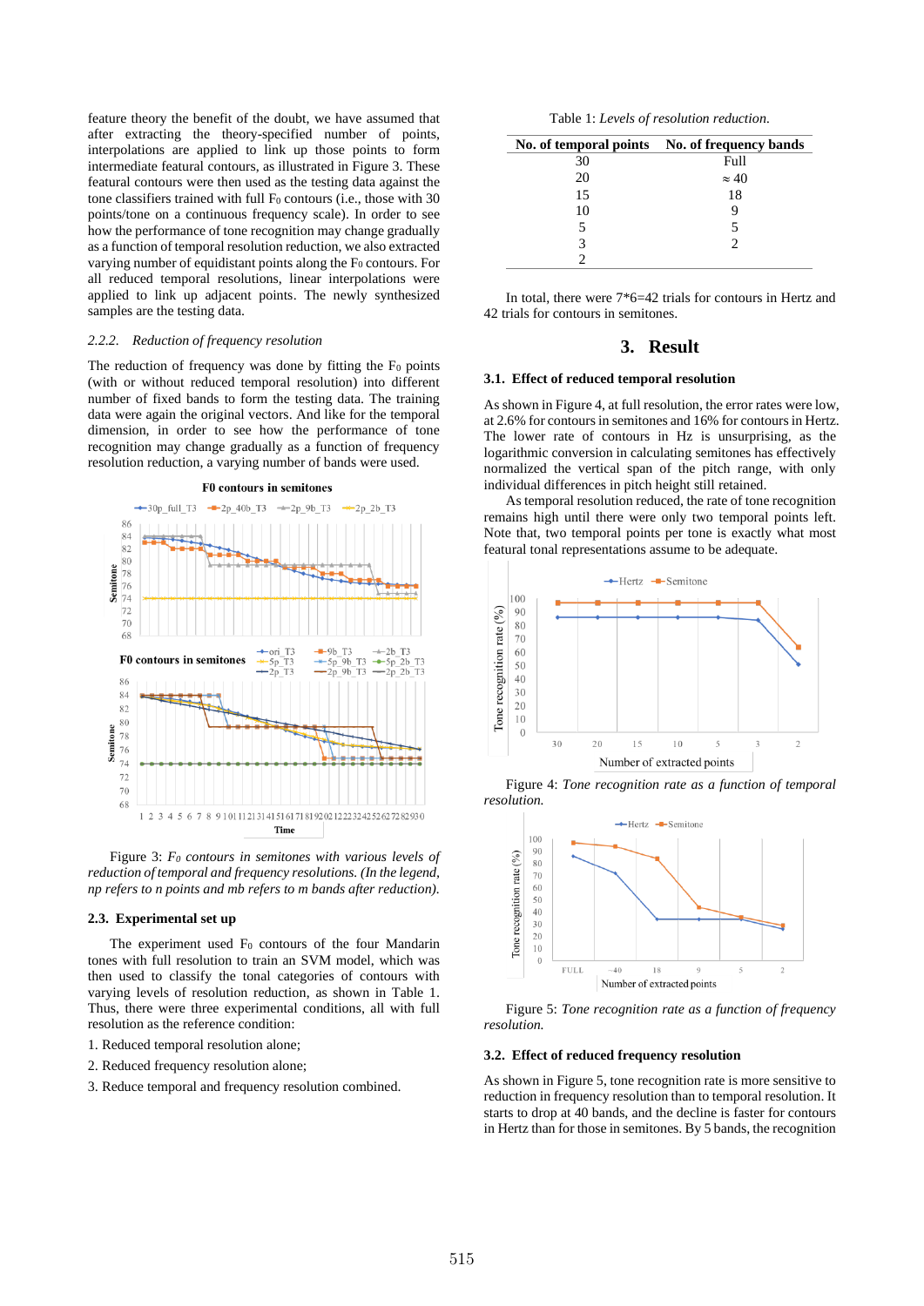feature theory the benefit of the doubt, we have assumed that after extracting the theory-specified number of points, interpolations are applied to link up those points to form intermediate featural contours, as illustrated in Figure 3. These featural contours were then used as the testing data against the tone classifiers trained with full $F_0$ contours (i.e., those with 30 points/tone on a continuous frequency scale). In order to see how the performance of tone recognition may change gradually as a function of temporal resolution reduction, we also extracted varying number of equidistant points along the $F_0$ contours. For all reduced temporal resolutions, linear interpolations were applied to link up adjacent points. The newly synthesized samples are the testing data.

### 2.2.2. Reduction of frequency resolution

The reduction of frequency was done by fitting the $F_0$ points (with or without reduced temporal resolution) into different number of fixed bands to form the pitch range. The training data were again the original vectors. And like for the temporal dimension, in order to see how the performance of tone recognition may change gradually as a function of frequency resolution reduction, a varying number of bands were used.

Figure 3: *$F_0$ contours in semitones with various levels of reduction of temporal and frequency resolutions. (In the legend, np refers to n points and mb refers to m bands after reduction).*

## 2.3. Experimental set up

The experiment used $F_0$ contours of the four Mandarin tones with full resolution to train an SVM model, which was then used to classify the tonal categories of contours with varying levels of resolution reduction, as shown in Table 1. Thus, there were three experimental conditions, all with full resolution as the reference condition:

1. Reduced temporal resolution alone;
2. Reduced frequency resolution alone;
3. Reduce temporal and frequency resolution combined.

Table 1: *Levels of resolution reduction.*

| No. of temporal points | No. of frequency bands |
|---|---|
| 30 | Full |
| 20 | ≈ 40 |
| 15 | 18 |
| 10 | 9 |
| 5 | 5 |
| 3 | 2 |
| 2 | |

In total, there were 7*6=42 trials for contours in Hertz and 42 trials for contours in semitones.

# 3. Result

## 3.1. Effect of reduced temporal resolution

As shown in Figure 4, at full resolution, the error rates were low, at 2.6% for contours in semitones and 16% for contours in Hertz. The lower rate of contours in Hz is unsurprising, as the logarithmic conversion in calculating semitones has effectively normalized the vertical span of the pitch range, with only individual differences in pitch height still retained.

As temporal resolution reduced, the rate of tone recognition remains high until there were only two temporal points left. Note that, two temporal points per tone is exactly what most featural tonal representations assume to be adequate.

Figure 4: *Tone recognition rate as a function of temporal resolution.*

Figure 5: *Tone recognition rate as a function of frequency resolution.*

## 3.2. Effect of reduced frequency resolution

As shown in Figure 5, tone recognition rate is more sensitive to reduction in frequency resolution than to temporal resolution. It starts to drop at 40 bands, and the decline is faster for contours in Hertz than for those in semitones. By 5 bands, the recognition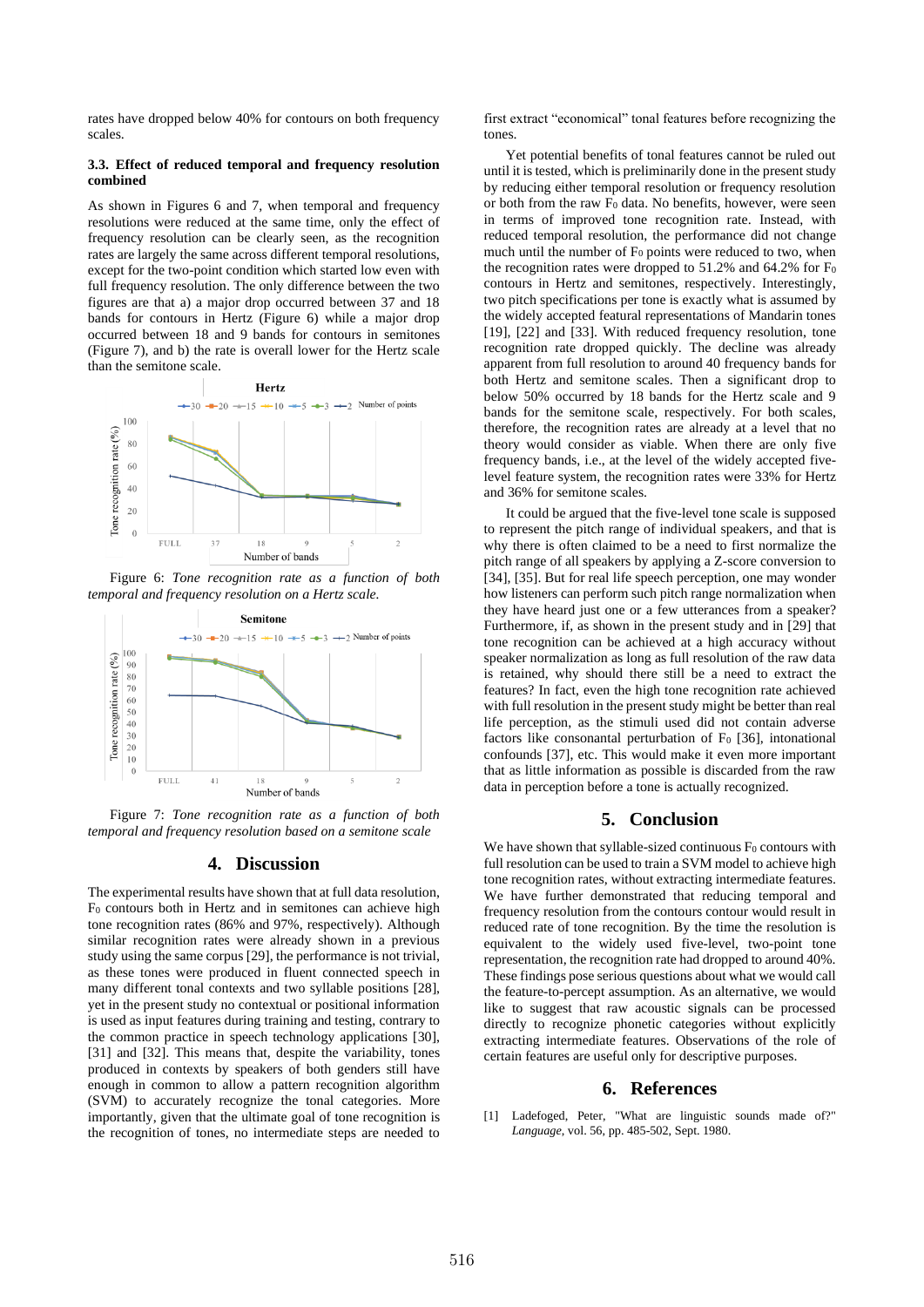rates have dropped below 40% for contours on both frequency scales.

### 3.3. Effect of reduced temporal and frequency resolution combined

As shown in Figures 6 and 7, when temporal and frequency resolutions were reduced at the same time, only the effect of frequency resolution can be clearly seen, as the recognition rates are largely the same across different temporal resolutions, except for the two-point condition which started low even with full frequency resolution. The only difference between the two figures are that a) a major drop occurred between 37 and 18 bands for contours in Hertz (Figure 6) while a major drop occurred between 18 and 9 bands for contours in semitones (Figure 7), and b) the rate is overall lower for the Hertz scale than the semitone scale.

Figure 6: *Tone recognition rate as a function of both temporal and frequency resolution on a Hertz scale.*

Figure 7: *Tone recognition rate as a function of both temporal and frequency resolution based on a semitone scale*

## 4. Discussion

The experimental results have shown that at full data resolution, $F_0$ contours both in Hertz and in semitones can achieve high tone recognition rates (86% and 97%, respectively). Although similar recognition rates were already shown in a previous study using the same corpus [29], the performance is not trivial, as these tones were produced in fluent connected speech in many different tonal contexts and two syllable positions [28], yet in the present study no contextual or positional information is used as input features during training and testing, contrary to the common practice in speech technology applications [30], [31] and [32]. This means that, despite the variability, tones produced in contexts by speakers of both genders still have enough in common to allow a pattern recognition algorithm (SVM) to accurately recognize the tonal categories. More importantly, given that the ultimate goal of tone recognition is the recognition of tones, no intermediate steps are needed to first extract "economical" tonal features before recognizing the tones.

Yet potential benefits of tonal features cannot be ruled out until it is tested, which is preliminarily done in the present study by reducing either temporal resolution or frequency resolution or both from the raw $F_0$ data. No benefits, however, were seen in terms of improved tone recognition rate. Instead, with reduced temporal resolution, the performance did not change much until the number of $F_0$ points were reduced to two, when the recognition rates were dropped to 51.2% and 64.2% for $F_0$ contours in Hertz and semitones, respectively. Interestingly, two pitch specifications per tone is exactly what is assumed by the widely accepted featural representations of Mandarin tones [19], [22] and [33]. With reduced frequency resolution, tone recognition rate dropped quickly. The decline was already apparent from full resolution to around 40 frequency bands for both Hertz and semitone scales. Then a significant drop to below 50% occurred by 18 bands for the Hertz scale and 9 bands for the semitone scale, respectively. For both scales, therefore, the recognition rates are already at a level that no theory would consider as viable. When there are only five frequency bands, i.e., at the level of the widely accepted five-level feature system, the recognition rates were 33% for Hertz and 36% for semitone scales.

It could be argued that the five-level tone scale is supposed to represent the pitch range of individual speakers, and that is why there is often claimed to be a need to first normalize the pitch range of all speakers by applying a Z-score conversion to [34], [35]. But for real life speech perception, one may wonder how listeners can perform such pitch range normalization when they have heard just one or a few utterances from a speaker? Furthermore, if, as shown in the present study and in [29] that tone recognition can be achieved at a high accuracy without speaker normalization as long as full resolution of the raw data is retained, why should there still be a need to extract the features? In fact, even the high tone recognition rate achieved with full resolution in the present study might be better than real life perception, as the stimuli used did not contain adverse factors like consonantal perturbation of $F_0$ [36], intonational confounds [37], etc. This would make it even more important that as little information as possible is discarded from the raw data in perception before a tone is actually recognized.

## 5. Conclusion

We have shown that syllable-sized continuous $F_0$ contours with full resolution can be used to train a SVM model to achieve high tone recognition rates, without extracting intermediate features. We have further demonstrated that reducing temporal and frequency resolution from the contours contour would result in reduced rate of tone recognition. By the time the resolution is equivalent to the widely used five-level, two-point tone representation, the recognition rate had dropped to around 40%. These findings pose serious questions about what we would call the feature-to-percept assumption. As an alternative, we would like to suggest that raw acoustic signals can be processed directly to recognize phonetic categories without explicitly extracting intermediate features. Observations of the role of certain features are useful only for descriptive purposes.

## 6. References

[1] Ladefoged, Peter, "What are linguistic sounds made of?" *Language*, vol. 56, pp. 485-502, Sept. 1980.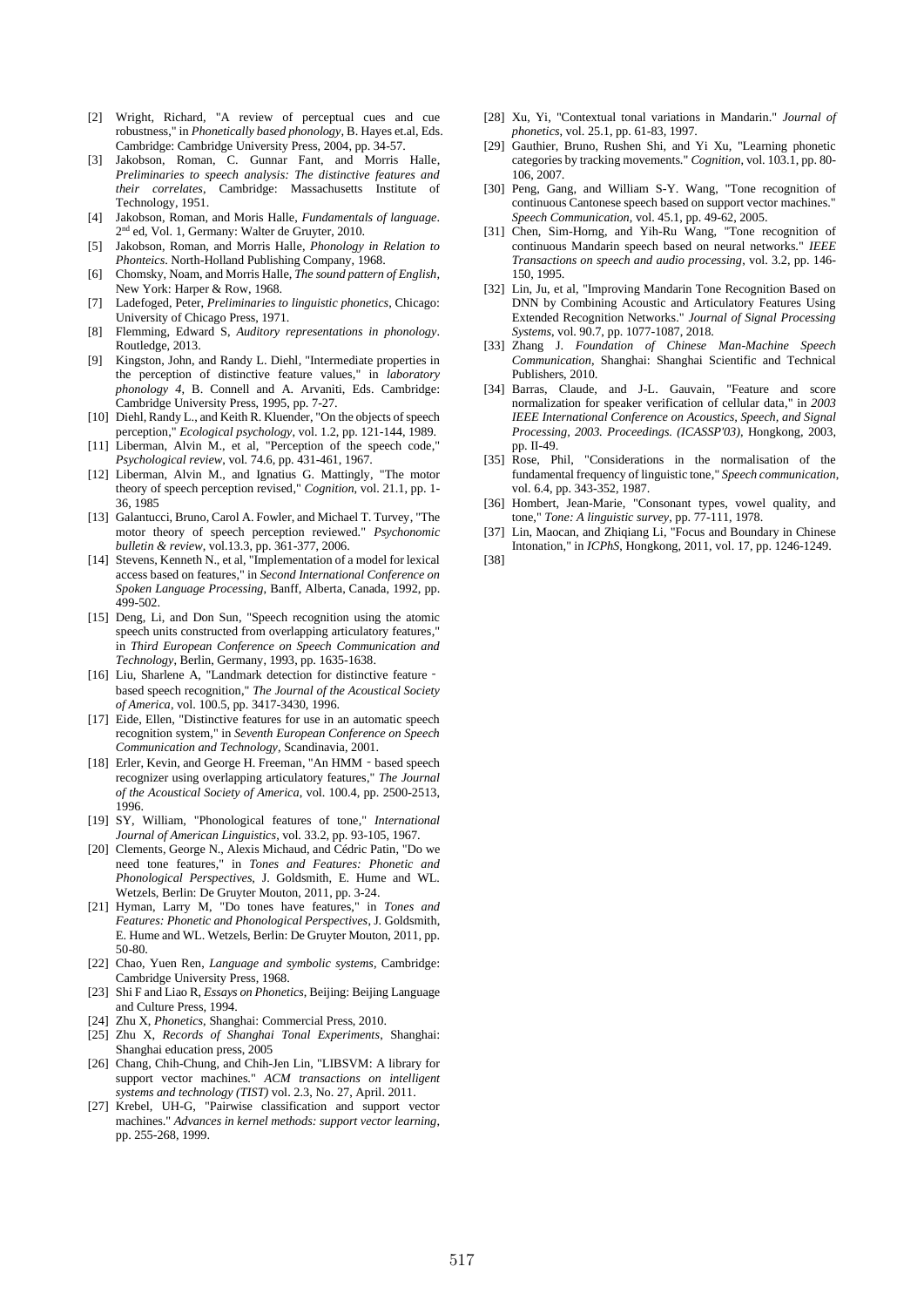[2] Wright, Richard, "A review of perceptual cues and cue robustness," in *Phonetically based phonology*, B. Hayes et.al, Eds. Cambridge: Cambridge University Press, 2004, pp. 34-57.

[3] Jakobson, Roman, C. Gunnar Fant, and Morris Halle, *Preliminaries to speech analysis: The distinctive features and their correlates*, Cambridge: Massachusetts Institute of Technology, 1951.

[4] Jakobson, Roman, and Moris Halle, *Fundamentals of language*. 2nd ed, Vol. 1, Germany: Walter de Gruyter, 2010.

[5] Jakobson, Roman, and Morris Halle, *Phonology in Relation to Phonteics*. North-Holland Publishing Company, 1968.

[6] Chomsky, Noam, and Morris Halle, *The sound pattern of English*, New York: Harper & Row, 1968.

[7] Ladefoged, Peter, *Preliminaries to linguistic phonetics*, Chicago: University of Chicago Press, 1971.

[8] Flemming, Edward S, *Auditory representations in phonology*. Routledge, 2013.

[9] Kingston, John, and Randy L. Diehl, "Intermediate properties in the perception of distinctive feature values," in *laboratory phonology 4*, B. Connell and A. Arvaniti, Eds. Cambridge: Cambridge University Press, 1995, pp. 7-27.

[10] Diehl, Randy L., and Keith R. Kluender, "On the objects of speech perception," *Ecological psychology*, vol. 1.2, pp. 121-144, 1989.

[11] Liberman, Alvin M., et al, "Perception of the speech code," *Psychological review*, vol. 74.6, pp. 431-461, 1967.

[12] Liberman, Alvin M., and Ignatius G. Mattingly, "The motor theory of speech perception revised," *Cognition*, vol. 21.1, pp. 1-36, 1985

[13] Galantucci, Bruno, Carol A. Fowler, and Michael T. Turvey, "The motor theory of speech perception reviewed." *Psychonomic bulletin & review*, vol.13.3, pp. 361-377, 2006.

[14] Stevens, Kenneth N., et al, "Implementation of a model for lexical access based on features," in *Second International Conference on Spoken Language Processing*, Banff, Alberta, Canada, 1992, pp. 499-502.

[15] Deng, Li, and Don Sun, "Speech recognition using the atomic speech units constructed from overlapping articulatory features," in *Third European Conference on Speech Communication and Technology*, Berlin, Germany, 1993, pp. 1635-1638.

[16] Liu, Sharlene A, "Landmark detection for distinctive feature‐based speech recognition," *The Journal of the Acoustical Society of America*, vol. 100.5, pp. 3417-3430, 1996.

[17] Eide, Ellen, "Distinctive features for use in an automatic speech recognition system," in *Seventh European Conference on Speech Communication and Technology*, Scandinavia, 2001.

[18] Erler, Kevin, and George H. Freeman, "An HMM‐based speech recognizer using overlapping articulatory features," *The Journal of the Acoustical Society of America*, vol. 100.4, pp. 2500-2513, 1996.

[19] SY, William, "Phonological features of tone," *International Journal of American Linguistics*, vol. 33.2, pp. 93-105, 1967.

[20] Clements, George N., Alexis Michaud, and Cédric Patin, "Do we need tone features," in *Tones and Features: Phonetic and Phonological Perspectives*, J. Goldsmith, E. Hume and WL. Wetzels, Berlin: De Gruyter Mouton, 2011, pp. 3-24.

[21] Hyman, Larry M, "Do tones have features," in *Tones and Features: Phonetic and Phonological Perspectives*, J. Goldsmith, E. Hume and WL. Wetzels, Berlin: De Gruyter Mouton, 2011, pp. 50-80.

[22] Chao, Yuen Ren, *Language and symbolic systems*, Cambridge: Cambridge University Press, 1968.

[23] Shi F and Liao R, *Essays on Phonetics*, Beijing: Beijing Language and Culture Press, 1994.

[24] Zhu X, *Phonetics*, Shanghai: Commercial Press, 2010.

[25] Zhu X, *Records of Shanghai Tonal Experiments*, Shanghai: Shanghai education press, 2005

[26] Chang, Chih-Chung, and Chih-Jen Lin, "LIBSVM: A library for support vector machines." *ACM transactions on intelligent systems and technology (TIST)* vol. 2.3, No. 27, April. 2011.

[27] Krebel, UH-G, "Pairwise classification and support vector machines." *Advances in kernel methods: support vector learning*, pp. 255-268, 1999.

[28] Xu, Yi, "Contextual tonal variations in Mandarin." *Journal of phonetics*, vol. 25.1, pp. 61-83, 1997.

[29] Gauthier, Bruno, Rushen Shi, and Yi Xu, "Learning phonetic categories by tracking movements." *Cognition*, vol. 103.1, pp. 80-106, 2007.

[30] Peng, Gang, and William S-Y. Wang, "Tone recognition of continuous Cantonese speech based on support vector machines." *Speech Communication*, vol. 45.1, pp. 49-62, 2005.

[31] Chen, Sim-Horng, and Yih-Ru Wang, "Tone recognition of continuous Mandarin speech based on neural networks." *IEEE Transactions on speech and audio processing*, vol. 3.2, pp. 146-150, 1995.

[32] Lin, Ju, et al, "Improving Mandarin Tone Recognition Based on DNN by Combining Acoustic and Articulatory Features Using Extended Recognition Networks." *Journal of Signal Processing Systems*, vol. 90.7, pp. 1077-1087, 2018.

[33] Zhang J. *Foundation of Chinese Man-Machine Speech Communication*, Shanghai: Shanghai Scientific and Technical Publishers, 2010.

[34] Barras, Claude, and J-L. Gauvain, "Feature and score normalization for speaker verification of cellular data," in *2003 IEEE International Conference on Acoustics, Speech, and Signal Processing, 2003. Proceedings. (ICASSP'03)*, Hongkong, 2003, pp. II-49.

[35] Rose, Phil, "Considerations in the normalisation of the fundamental frequency of linguistic tone," *Speech communication*, vol. 6.4, pp. 343-352, 1987.

[36] Hombert, Jean-Marie, "Consonant types, vowel quality, and tone," *Tone: A linguistic survey*, pp. 77-111, 1978.

[37] Lin, Maocan, and Zhiqiang Li, "Focus and Boundary in Chinese Intonation," in *ICPhS*, Hongkong, 2011, vol. 17, pp. 1246-1249.

[38]